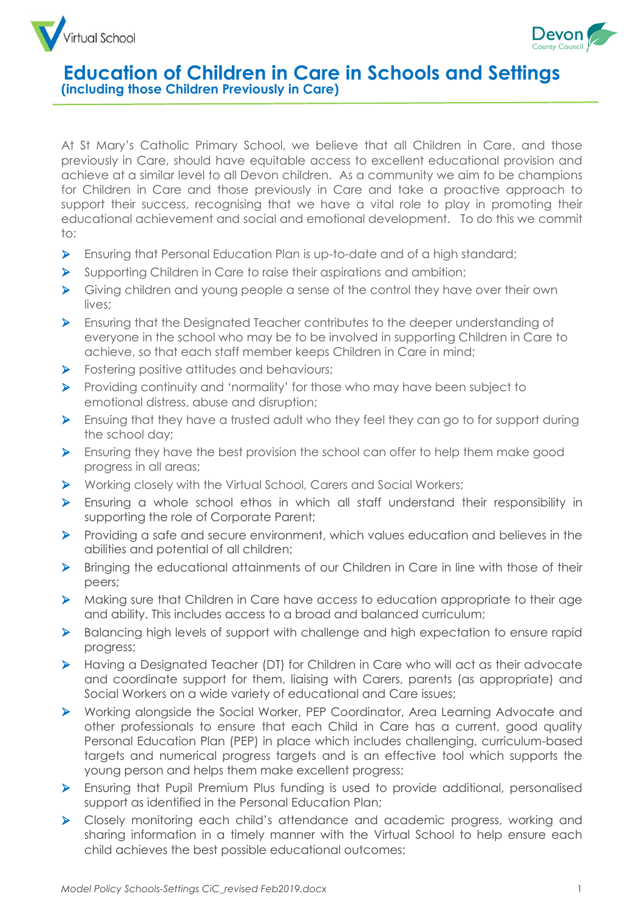# Education of Children in Care in Schools and Settings
**(including those Children Previously in Care)**

At St Mary's Catholic Primary School, we believe that all Children in Care, and those previously in Care, should have equitable access to excellent educational provision and achieve at a similar level to all Devon children. As a community we aim to be champions for Children in Care and those previously in Care and take a proactive approach to support their success, recognising that we have a vital role to play in promoting their educational achievement and social and emotional development. To do this we commit to:

- Ensuring that Personal Education Plan is up-to-date and of a high standard;
- Supporting Children in Care to raise their aspirations and ambition;
- Giving children and young people a sense of the control they have over their own lives;
- Ensuring that the Designated Teacher contributes to the deeper understanding of everyone in the school who may be to be involved in supporting Children in Care to achieve, so that each staff member keeps Children in Care in mind;
- Fostering positive attitudes and behaviours;
- Providing continuity and 'normality' for those who may have been subject to emotional distress, abuse and disruption;
- Ensuing that they have a trusted adult who they feel they can go to for support during the school day;
- Ensuring they have the best provision the school can offer to help them make good progress in all areas;
- Working closely with the Virtual School, Carers and Social Workers;
- Ensuring a whole school ethos in which all staff understand their responsibility in supporting the role of Corporate Parent;
- Providing a safe and secure environment, which values education and believes in the abilities and potential of all children;
- Bringing the educational attainments of our Children in Care in line with those of their peers;
- Making sure that Children in Care have access to education appropriate to their age and ability. This includes access to a broad and balanced curriculum;
- Balancing high levels of support with challenge and high expectation to ensure rapid progress;
- Having a Designated Teacher (DT) for Children in Care who will act as their advocate and coordinate support for them, liaising with Carers, parents (as appropriate) and Social Workers on a wide variety of educational and Care issues;
- Working alongside the Social Worker, PEP Coordinator, Area Learning Advocate and other professionals to ensure that each Child in Care has a current, good quality Personal Education Plan (PEP) in place which includes challenging, curriculum-based targets and numerical progress targets and is an effective tool which supports the young person and helps them make excellent progress;
- Ensuring that Pupil Premium Plus funding is used to provide additional, personalised support as identified in the Personal Education Plan;
- Closely monitoring each child's attendance and academic progress, working and sharing information in a timely manner with the Virtual School to help ensure each child achieves the best possible educational outcomes;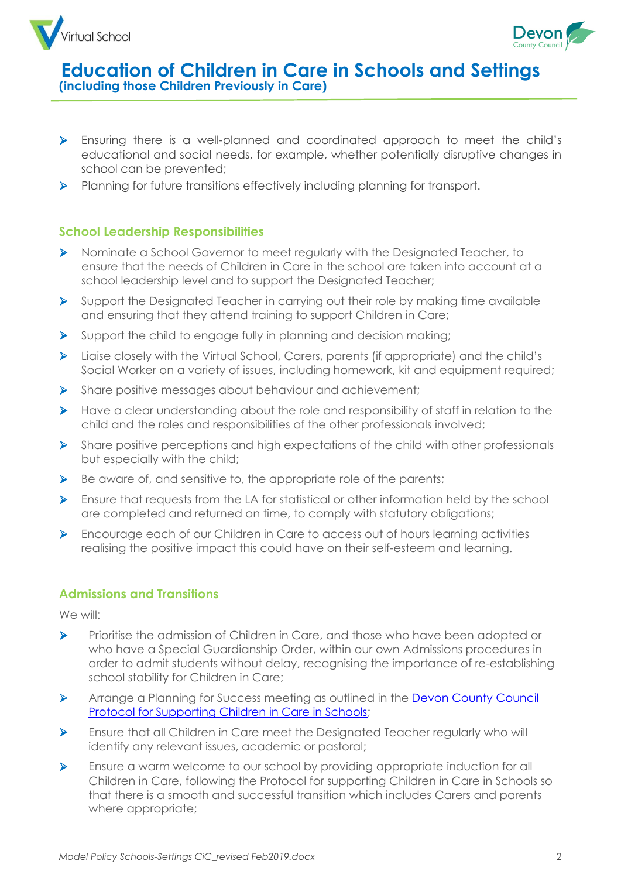- Ensuring there is a well-planned and coordinated approach to meet the child's educational and social needs, for example, whether potentially disruptive changes in school can be prevented;
- Planning for future transitions effectively including planning for transport.

## School Leadership Responsibilities

- Nominate a School Governor to meet regularly with the Designated Teacher, to ensure that the needs of Children in Care in the school are taken into account at a school leadership level and to support the Designated Teacher;
- Support the Designated Teacher in carrying out their role by making time available and ensuring that they attend training to support Children in Care;
- Support the child to engage fully in planning and decision making;
- Liaise closely with the Virtual School, Carers, parents (if appropriate) and the child's Social Worker on a variety of issues, including homework, kit and equipment required;
- Share positive messages about behaviour and achievement;
- Have a clear understanding about the role and responsibility of staff in relation to the child and the roles and responsibilities of the other professionals involved;
- Share positive perceptions and high expectations of the child with other professionals but especially with the child;
- Be aware of, and sensitive to, the appropriate role of the parents;
- Ensure that requests from the LA for statistical or other information held by the school are completed and returned on time, to comply with statutory obligations;
- Encourage each of our Children in Care to access out of hours learning activities realising the positive impact this could have on their self-esteem and learning.

## Admissions and Transitions

We will:

- Prioritise the admission of Children in Care, and those who have been adopted or who have a Special Guardianship Order, within our own Admissions procedures in order to admit students without delay, recognising the importance of re-establishing school stability for Children in Care;
- Arrange a Planning for Success meeting as outlined in the Devon County Council Protocol for Supporting Children in Care in Schools;
- Ensure that all Children in Care meet the Designated Teacher regularly who will identify any relevant issues, academic or pastoral;
- Ensure a warm welcome to our school by providing appropriate induction for all Children in Care, following the Protocol for supporting Children in Care in Schools so that there is a smooth and successful transition which includes Carers and parents where appropriate;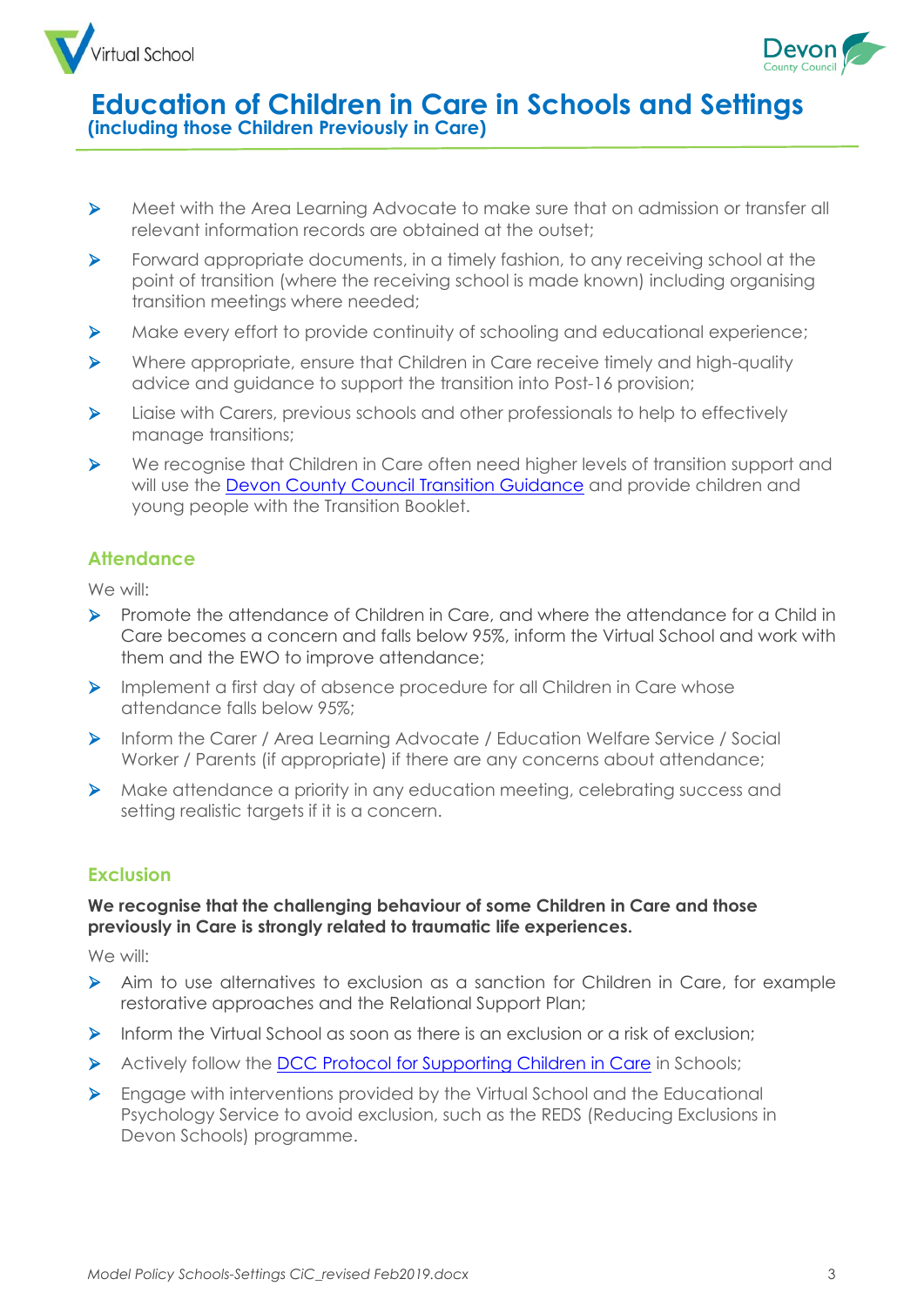- Meet with the Area Learning Advocate to make sure that on admission or transfer all relevant information records are obtained at the outset;
- Forward appropriate documents, in a timely fashion, to any receiving school at the point of transition (where the receiving school is made known) including organising transition meetings where needed;
- Make every effort to provide continuity of schooling and educational experience;
- Where appropriate, ensure that Children in Care receive timely and high-quality advice and guidance to support the transition into Post-16 provision;
- Liaise with Carers, previous schools and other professionals to help to effectively manage transitions;
- We recognise that Children in Care often need higher levels of transition support and will use the Devon County Council Transition Guidance and provide children and young people with the Transition Booklet.

### Attendance

We will:

- Promote the attendance of Children in Care, and where the attendance for a Child in Care becomes a concern and falls below 95%, inform the Virtual School and work with them and the EWO to improve attendance;
- Implement a first day of absence procedure for all Children in Care whose attendance falls below 95%;
- Inform the Carer / Area Learning Advocate / Education Welfare Service / Social Worker / Parents (if appropriate) if there are any concerns about attendance;
- Make attendance a priority in any education meeting, celebrating success and setting realistic targets if it is a concern.

### Exclusion

**We recognise that the challenging behaviour of some Children in Care and those previously in Care is strongly related to traumatic life experiences.**

We will:

- Aim to use alternatives to exclusion as a sanction for Children in Care, for example restorative approaches and the Relational Support Plan;
- Inform the Virtual School as soon as there is an exclusion or a risk of exclusion;
- Actively follow the DCC Protocol for Supporting Children in Care in Schools;
- Engage with interventions provided by the Virtual School and the Educational Psychology Service to avoid exclusion, such as the REDS (Reducing Exclusions in Devon Schools) programme.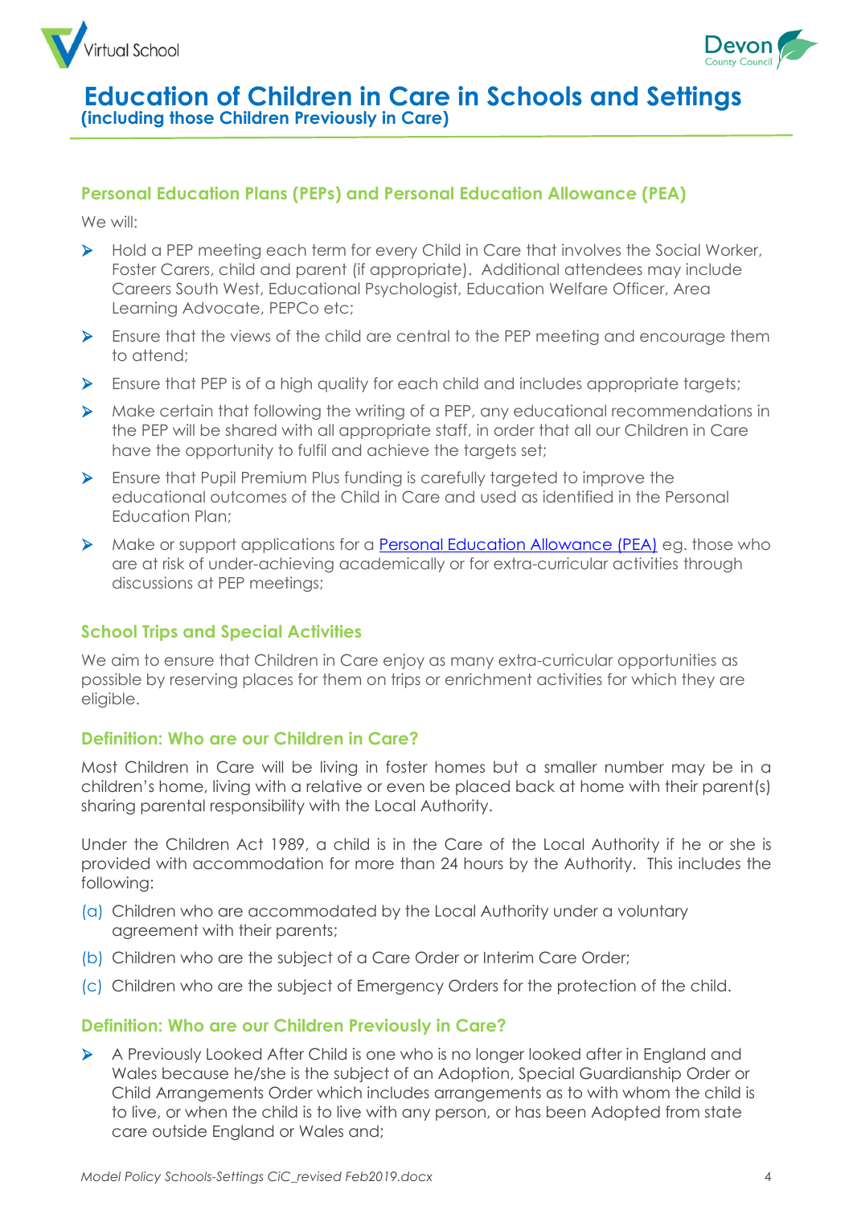## Personal Education Plans (PEPs) and Personal Education Allowance (PEA)

We will:

- Hold a PEP meeting each term for every Child in Care that involves the Social Worker, Foster Carers, child and parent (if appropriate). Additional attendees may include Careers South West, Educational Psychologist, Education Welfare Officer, Area Learning Advocate, PEPCo etc;
- Ensure that the views of the child are central to the PEP meeting and encourage them to attend;
- Ensure that PEP is of a high quality for each child and includes appropriate targets;
- Make certain that following the writing of a PEP, any educational recommendations in the PEP will be shared with all appropriate staff, in order that all our Children in Care have the opportunity to fulfil and achieve the targets set;
- Ensure that Pupil Premium Plus funding is carefully targeted to improve the educational outcomes of the Child in Care and used as identified in the Personal Education Plan;
- Make or support applications for a Personal Education Allowance (PEA) eg. those who are at risk of under-achieving academically or for extra-curricular activities through discussions at PEP meetings;

## School Trips and Special Activities

We aim to ensure that Children in Care enjoy as many extra-curricular opportunities as possible by reserving places for them on trips or enrichment activities for which they are eligible.

## Definition: Who are our Children in Care?

Most Children in Care will be living in foster homes but a smaller number may be in a children's home, living with a relative or even be placed back at home with their parent(s) sharing parental responsibility with the Local Authority.

Under the Children Act 1989, a child is in the Care of the Local Authority if he or she is provided with accommodation for more than 24 hours by the Authority. This includes the following:

(a) Children who are accommodated by the Local Authority under a voluntary agreement with their parents;

(b) Children who are the subject of a Care Order or Interim Care Order;

(c) Children who are the subject of Emergency Orders for the protection of the child.

## Definition: Who are our Children Previously in Care?

- A Previously Looked After Child is one who is no longer looked after in England and Wales because he/she is the subject of an Adoption, Special Guardianship Order or Child Arrangements Order which includes arrangements as to with whom the child is to live, or when the child is to live with any person, or has been Adopted from state care outside England or Wales and;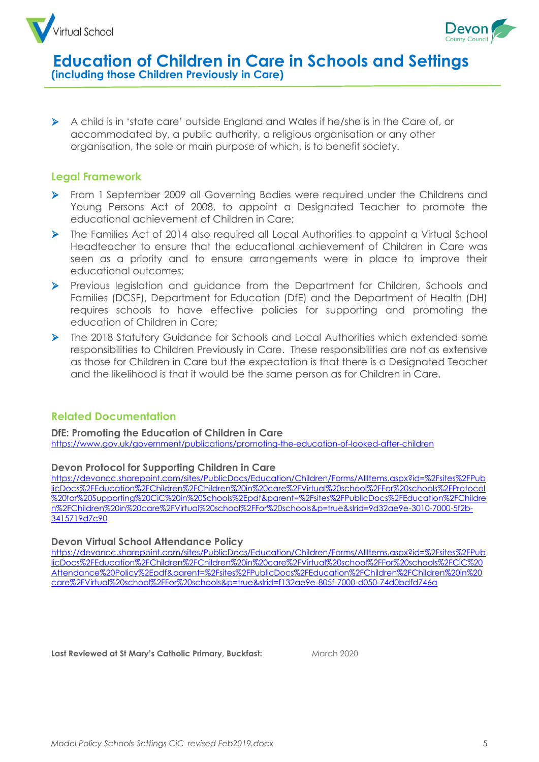- A child is in 'state care' outside England and Wales if he/she is in the Care of, or accommodated by, a public authority, a religious organisation or any other organisation, the sole or main purpose of which, is to benefit society.

### Legal Framework

- From 1 September 2009 all Governing Bodies were required under the Childrens and Young Persons Act of 2008, to appoint a Designated Teacher to promote the educational achievement of Children in Care;
- The Families Act of 2014 also required all Local Authorities to appoint a Virtual School Headteacher to ensure that the educational achievement of Children in Care was seen as a priority and to ensure arrangements were in place to improve their educational outcomes;
- Previous legislation and guidance from the Department for Children, Schools and Families (DCSF), Department for Education (DfE) and the Department of Health (DH) requires schools to have effective policies for supporting and promoting the education of Children in Care;
- The 2018 Statutory Guidance for Schools and Local Authorities which extended some responsibilities to Children Previously in Care. These responsibilities are not as extensive as those for Children in Care but the expectation is that there is a Designated Teacher and the likelihood is that it would be the same person as for Children in Care.

### Related Documentation

**DfE: Promoting the Education of Children in Care**
https://www.gov.uk/government/publications/promoting-the-education-of-looked-after-children

**Devon Protocol for Supporting Children in Care**
https://devoncc.sharepoint.com/sites/PublicDocs/Education/Children/Forms/AllItems.aspx?id=%2Fsites%2FPublicDocs%2FEducation%2FChildren%2FChildren%20in%20care%2FVirtual%20school%2FFor%20schools%2FProtocol%20for%20Supporting%20CiC%20in%20Schools%2Epdf&parent=%2Fsites%2FPublicDocs%2FEducation%2FChildren%2FChildren%20in%20care%2FVirtual%20school%2FFor%20schools&p=true&slrid=9d32ae9e-3010-7000-5f2b-3415719d7c90

**Devon Virtual School Attendance Policy**
https://devoncc.sharepoint.com/sites/PublicDocs/Education/Children/Forms/AllItems.aspx?id=%2Fsites%2FPublicDocs%2FEducation%2FChildren%2FChildren%20in%20care%2FVirtual%20school%2FFor%20schools%2FCiC%20Attendance%20Policy%2Epdf&parent=%2Fsites%2FPublicDocs%2FEducation%2FChildren%2FChildren%20in%20care%2FVirtual%20school%2FFor%20schools&p=true&slrid=f132ae9e-805f-7000-d050-74d0bdfd746a

**Last Reviewed at St Mary's Catholic Primary, Buckfast:** March 2020